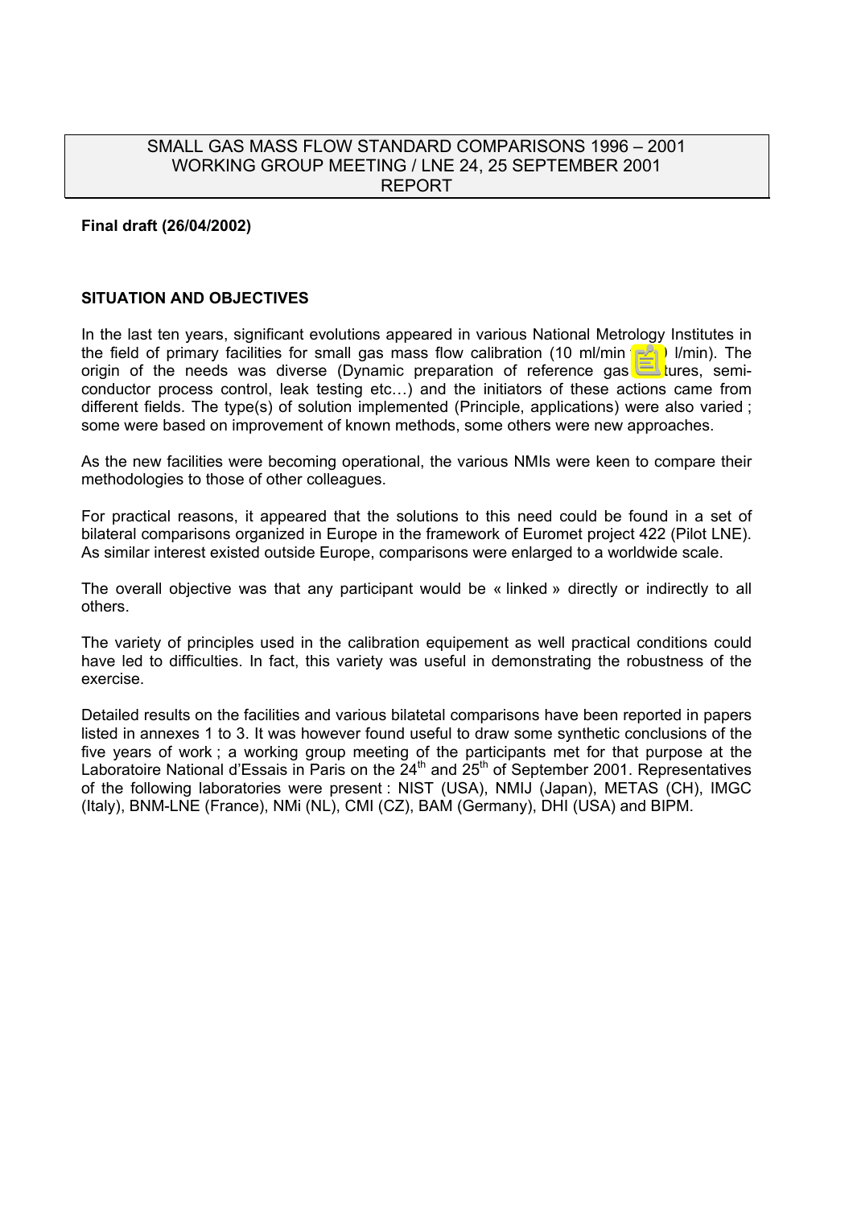SMALL GAS MASS FLOW STANDARD COMPARISONS 1996 – 2001
WORKING GROUP MEETING / LNE 24, 25 SEPTEMBER 2001
REPORT

**Final draft (26/04/2002)**

**SITUATION AND OBJECTIVES**

In the last ten years, significant evolutions appeared in various National Metrology Institutes in the field of primary facilities for small gas mass flow calibration (10 ml/min to 10 l/min). The origin of the needs was diverse (Dynamic preparation of reference gas mixtures, semi-conductor process control, leak testing etc…) and the initiators of these actions came from different fields. The type(s) of solution implemented (Principle, applications) were also varied ; some were based on improvement of known methods, some others were new approaches.

As the new facilities were becoming operational, the various NMIs were keen to compare their methodologies to those of other colleagues.

For practical reasons, it appeared that the solutions to this need could be found in a set of bilateral comparisons organized in Europe in the framework of Euromet project 422 (Pilot LNE). As similar interest existed outside Europe, comparisons were enlarged to a worldwide scale.

The overall objective was that any participant would be « linked » directly or indirectly to all others.

The variety of principles used in the calibration equipement as well practical conditions could have led to difficulties. In fact, this variety was useful in demonstrating the robustness of the exercise.

Detailed results on the facilities and various bilatetal comparisons have been reported in papers listed in annexes 1 to 3. It was however found useful to draw some synthetic conclusions of the five years of work ; a working group meeting of the participants met for that purpose at the Laboratoire National d'Essais in Paris on the 24th and 25th of September 2001. Representatives of the following laboratories were present : NIST (USA), NMIJ (Japan), METAS (CH), IMGC (Italy), BNM-LNE (France), NMi (NL), CMI (CZ), BAM (Germany), DHI (USA) and BIPM.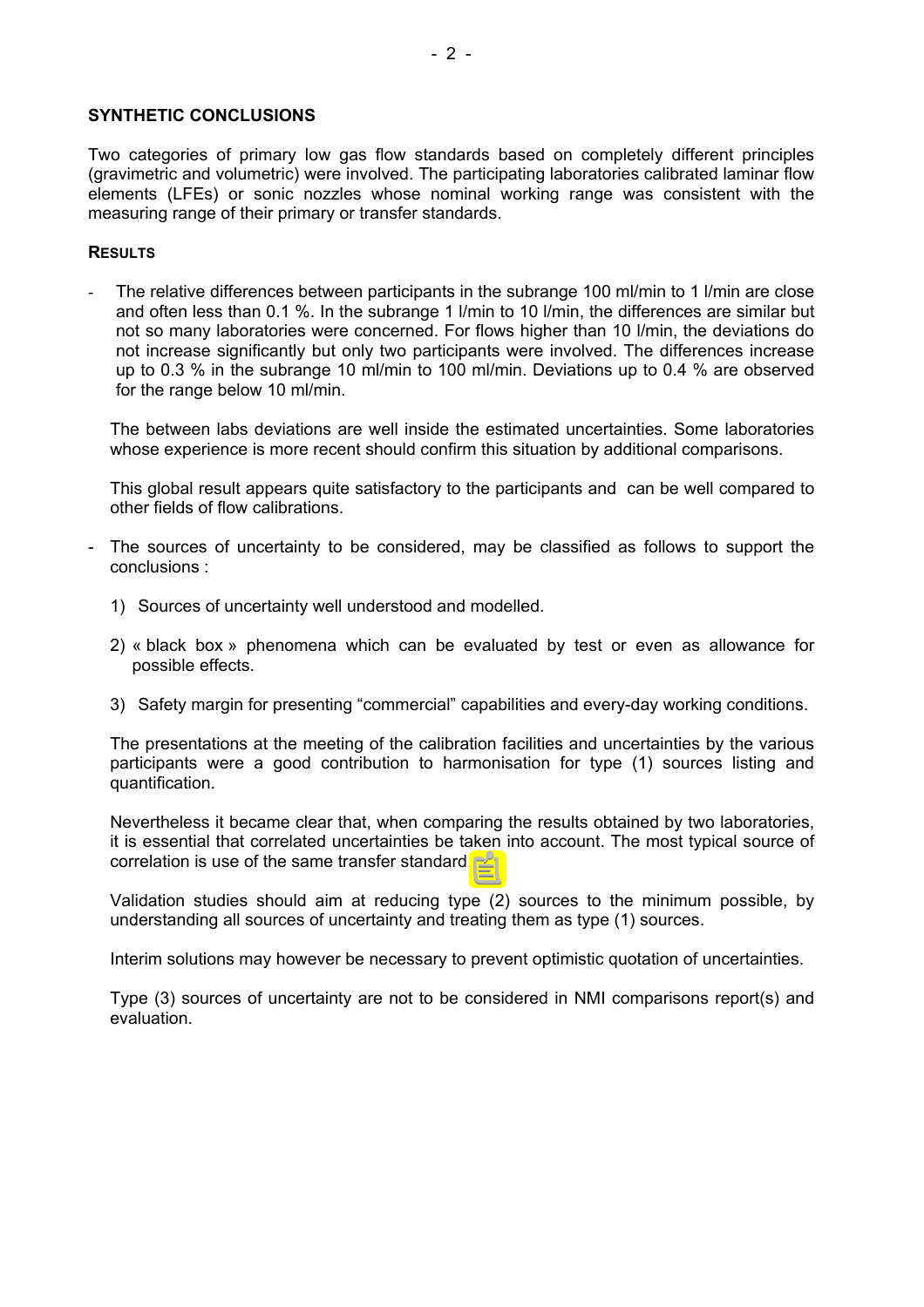## SYNTHETIC CONCLUSIONS

Two categories of primary low gas flow standards based on completely different principles (gravimetric and volumetric) were involved. The participating laboratories calibrated laminar flow elements (LFEs) or sonic nozzles whose nominal working range was consistent with the measuring range of their primary or transfer standards.

### RESULTS

- The relative differences between participants in the subrange 100 ml/min to 1 l/min are close and often less than 0.1 %. In the subrange 1 l/min to 10 l/min, the differences are similar but not so many laboratories were concerned. For flows higher than 10 l/min, the deviations do not increase significantly but only two participants were involved. The differences increase up to 0.3 % in the subrange 10 ml/min to 100 ml/min. Deviations up to 0.4 % are observed for the range below 10 ml/min.

  The between labs deviations are well inside the estimated uncertainties. Some laboratories whose experience is more recent should confirm this situation by additional comparisons.

  This global result appears quite satisfactory to the participants and can be well compared to other fields of flow calibrations.

- The sources of uncertainty to be considered, may be classified as follows to support the conclusions :

  1) Sources of uncertainty well understood and modelled.

  2) « black box » phenomena which can be evaluated by test or even as allowance for possible effects.

  3) Safety margin for presenting "commercial" capabilities and every-day working conditions.

  The presentations at the meeting of the calibration facilities and uncertainties by the various participants were a good contribution to harmonisation for type (1) sources listing and quantification.

  Nevertheless it became clear that, when comparing the results obtained by two laboratories, it is essential that correlated uncertainties be taken into account. The most typical source of correlation is use of the same transfer standard.

  Validation studies should aim at reducing type (2) sources to the minimum possible, by understanding all sources of uncertainty and treating them as type (1) sources.

  Interim solutions may however be necessary to prevent optimistic quotation of uncertainties.

  Type (3) sources of uncertainty are not to be considered in NMI comparisons report(s) and evaluation.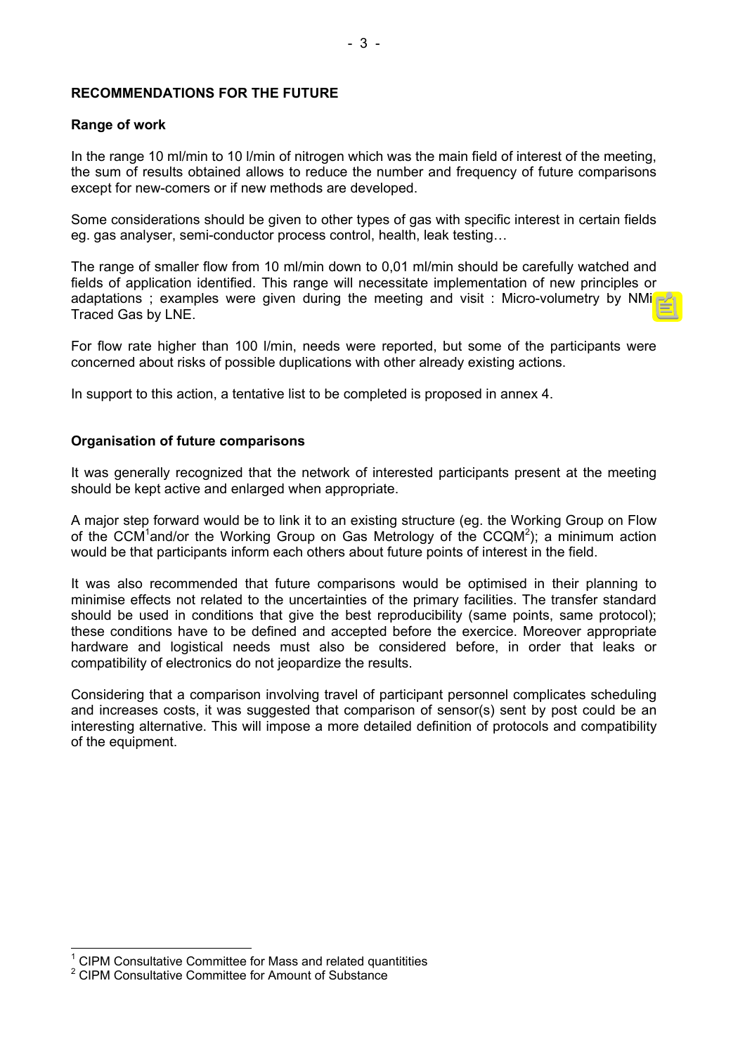## RECOMMENDATIONS FOR THE FUTURE

### Range of work

In the range 10 ml/min to 10 l/min of nitrogen which was the main field of interest of the meeting, the sum of results obtained allows to reduce the number and frequency of future comparisons except for new-comers or if new methods are developed.

Some considerations should be given to other types of gas with specific interest in certain fields eg. gas analyser, semi-conductor process control, health, leak testing…

The range of smaller flow from 10 ml/min down to 0,01 ml/min should be carefully watched and fields of application identified. This range will necessitate implementation of new principles or adaptations ; examples were given during the meeting and visit : Micro-volumetry by NMi Traced Gas by LNE.

For flow rate higher than 100 l/min, needs were reported, but some of the participants were concerned about risks of possible duplications with other already existing actions.

In support to this action, a tentative list to be completed is proposed in annex 4.

### Organisation of future comparisons

It was generally recognized that the network of interested participants present at the meeting should be kept active and enlarged when appropriate.

A major step forward would be to link it to an existing structure (eg. the Working Group on Flow of the CCM[1]and/or the Working Group on Gas Metrology of the CCQM[2]); a minimum action would be that participants inform each others about future points of interest in the field.

It was also recommended that future comparisons would be optimised in their planning to minimise effects not related to the uncertainties of the primary facilities. The transfer standard should be used in conditions that give the best reproducibility (same points, same protocol); these conditions have to be defined and accepted before the exercice. Moreover appropriate hardware and logistical needs must also be considered before, in order that leaks or compatibility of electronics do not jeopardize the results.

Considering that a comparison involving travel of participant personnel complicates scheduling and increases costs, it was suggested that comparison of sensor(s) sent by post could be an interesting alternative. This will impose a more detailed definition of protocols and compatibility of the equipment.

---

[1] CIPM Consultative Committee for Mass and related quantitities

[2] CIPM Consultative Committee for Amount of Substance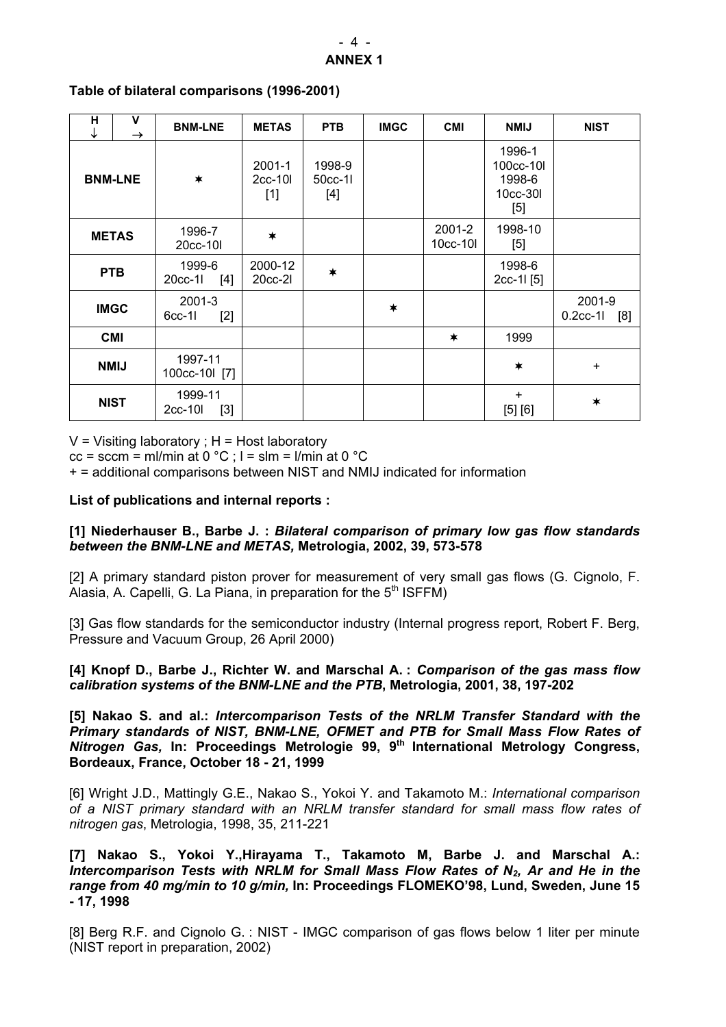**ANNEX 1**

**Table of bilateral comparisons (1996-2001)**

| H ↓ V → | BNM-LNE | METAS | PTB | IMGC | CMI | NMIJ | NIST |
|---|---|---|---|---|---|---|---|
| **BNM-LNE** | ✶ | 2001-1 2cc-10l [1] | 1998-9 50cc-1l [4] | | | 1996-1 100cc-10l 1998-6 10cc-30l [5] | |
| **METAS** | 1996-7 20cc-10l | ✶ | | | 2001-2 10cc-10l | 1998-10 [5] | |
| **PTB** | 1999-6 20cc-1l [4] | 2000-12 20cc-2l | ✶ | | | 1998-6 2cc-1l [5] | |
| **IMGC** | 2001-3 6cc-1l [2] | | | ✶ | | | 2001-9 0.2cc-1l [8] |
| **CMI** | | | | | ✶ | 1999 | |
| **NMIJ** | 1997-11 100cc-10l [7] | | | | | ✶ | + |
| **NIST** | 1999-11 2cc-10l [3] | | | | | + [5] [6] | ✶ |

V = Visiting laboratory ; H = Host laboratory

cc = sccm = ml/min at 0 °C ; l = slm = l/min at 0 °C

+ = additional comparisons between NIST and NMIJ indicated for information

**List of publications and internal reports :**

**[1] Niederhauser B., Barbe J. : *Bilateral comparison of primary low gas flow standards between the BNM-LNE and METAS,* Metrologia, 2002, 39, 573-578**

[2] A primary standard piston prover for measurement of very small gas flows (G. Cignolo, F. Alasia, A. Capelli, G. La Piana, in preparation for the 5th ISFFM)

[3] Gas flow standards for the semiconductor industry (Internal progress report, Robert F. Berg, Pressure and Vacuum Group, 26 April 2000)

**[4] Knopf D., Barbe J., Richter W. and Marschal A. : *Comparison of the gas mass flow calibration systems of the BNM-LNE and the PTB*, Metrologia, 2001, 38, 197-202**

**[5] Nakao S. and al.: *Intercomparison Tests of the NRLM Transfer Standard with the Primary standards of NIST, BNM-LNE, OFMET and PTB for Small Mass Flow Rates of Nitrogen Gas,* In: Proceedings Metrologie 99, 9th International Metrology Congress, Bordeaux, France, October 18 - 21, 1999**

[6] Wright J.D., Mattingly G.E., Nakao S., Yokoi Y. and Takamoto M.: *International comparison of a NIST primary standard with an NRLM transfer standard for small mass flow rates of nitrogen gas*, Metrologia, 1998, 35, 211-221

**[7] Nakao S., Yokoi Y.,Hirayama T., Takamoto M, Barbe J. and Marschal A.: *Intercomparison Tests with NRLM for Small Mass Flow Rates of $N_2$, Ar and He in the range from 40 mg/min to 10 g/min,* In: Proceedings FLOMEKO'98, Lund, Sweden, June 15 - 17, 1998**

[8] Berg R.F. and Cignolo G. : NIST - IMGC comparison of gas flows below 1 liter per minute (NIST report in preparation, 2002)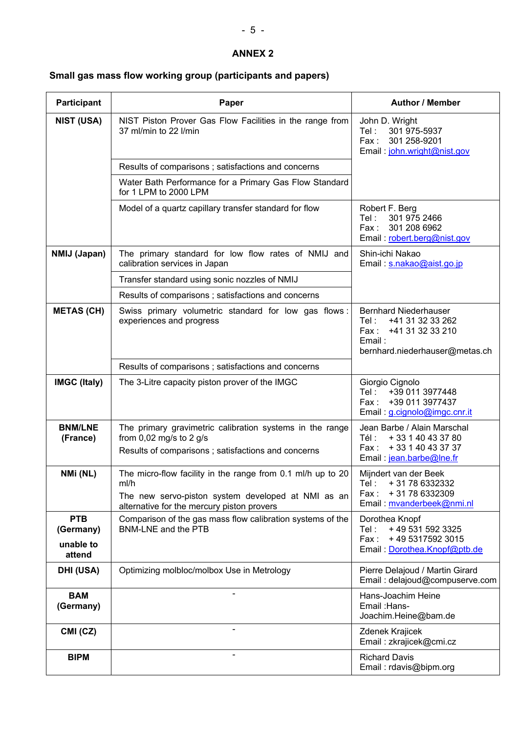## ANNEX 2

### Small gas mass flow working group (participants and papers)

| Participant | Paper | Author / Member |
|---|---|---|
| **NIST (USA)** | NIST Piston Prover Gas Flow Facilities in the range from 37 ml/min to 22 l/min | John D. Wright<br>Tel : 301 975-5937<br>Fax : 301 258-9201<br>Email : john.wright@nist.gov |
| | Results of comparisons ; satisfactions and concerns | |
| | Water Bath Performance for a Primary Gas Flow Standard for 1 LPM to 2000 LPM | |
| | Model of a quartz capillary transfer standard for flow | Robert F. Berg<br>Tel : 301 975 2466<br>Fax : 301 208 6962<br>Email : robert.berg@nist.gov |
| **NMIJ (Japan)** | The primary standard for low flow rates of NMIJ and calibration services in Japan | Shin-ichi Nakao<br>Email : s.nakao@aist.go.jp |
| | Transfer standard using sonic nozzles of NMIJ | |
| | Results of comparisons ; satisfactions and concerns | |
| **METAS (CH)** | Swiss primary volumetric standard for low gas flows : experiences and progress | Bernhard Niederhauser<br>Tel : +41 31 32 33 262<br>Fax : +41 31 32 33 210<br>Email :<br>bernhard.niederhauser@metas.ch |
| | Results of comparisons ; satisfactions and concerns | |
| **IMGC (Italy)** | The 3-Litre capacity piston prover of the IMGC | Giorgio Cignolo<br>Tel : +39 011 3977448<br>Fax : +39 011 3977437<br>Email : g.cignolo@imgc.cnr.it |
| **BNM/LNE (France)** | The primary gravimetric calibration systems in the range from 0,02 mg/s to 2 g/s<br>Results of comparisons ; satisfactions and concerns | Jean Barbe / Alain Marschal<br>Tél : + 33 1 40 43 37 80<br>Fax : + 33 1 40 43 37 37<br>Email : jean.barbe@lne.fr |
| **NMi (NL)** | The micro-flow facility in the range from 0.1 ml/h up to 20 ml/h<br>The new servo-piston system developed at NMI as an alternative for the mercury piston provers | Mijndert van der Beek<br>Tel : + 31 78 6332332<br>Fax : + 31 78 6332309<br>Email : mvanderbeek@nmi.nl |
| **PTB (Germany)**<br>**unable to attend** | Comparison of the gas mass flow calibration systems of the BNM-LNE and the PTB | Dorothea Knopf<br>Tel : + 49 531 592 3325<br>Fax : + 49 5317592 3015<br>Email : Dorothea.Knopf@ptb.de |
| **DHI (USA)** | Optimizing molbloc/molbox Use in Metrology | Pierre Delajoud / Martin Girard<br>Email : delajoud@compuserve.com |
| **BAM (Germany)** | - | Hans-Joachim Heine<br>Email :Hans-Joachim.Heine@bam.de |
| **CMI (CZ)** | - | Zdenek Krajicek<br>Email : zkrajicek@cmi.cz |
| **BIPM** | - | Richard Davis<br>Email : rdavis@bipm.org |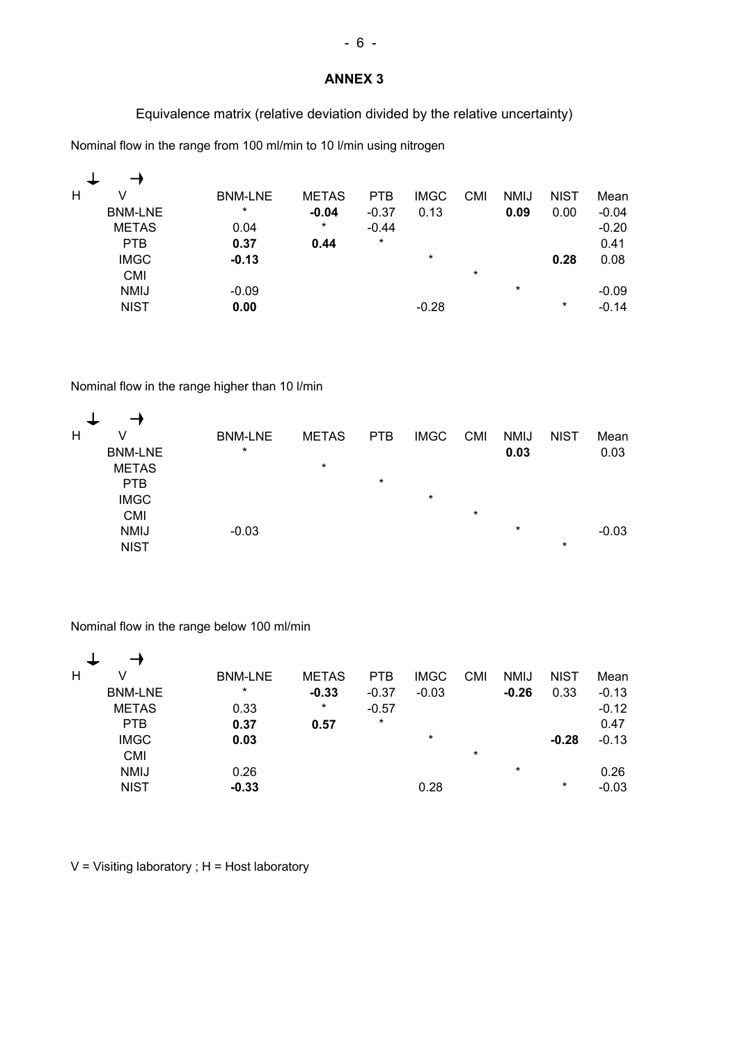## ANNEX 3

Equivalence matrix (relative deviation divided by the relative uncertainty)

Nominal flow in the range from 100 ml/min to 10 l/min using nitrogen

| H ↓ | V → | BNM-LNE | METAS | PTB | IMGC | CMI | NMIJ | NIST | Mean |
|---|---|---|---|---|---|---|---|---|---|
| | BNM-LNE | * | **-0.04** | -0.37 | 0.13 | | **0.09** | 0.00 | -0.04 |
| | METAS | 0.04 | * | -0.44 | | | | | -0.20 |
| | PTB | **0.37** | **0.44** | * | | | | | 0.41 |
| | IMGC | **-0.13** | | | * | | | **0.28** | 0.08 |
| | CMI | | | | | * | | | |
| | NMIJ | -0.09 | | | | | * | | -0.09 |
| | NIST | **0.00** | | | -0.28 | | | * | -0.14 |

Nominal flow in the range higher than 10 l/min

| H ↓ | V → | BNM-LNE | METAS | PTB | IMGC | CMI | NMIJ | NIST | Mean |
|---|---|---|---|---|---|---|---|---|---|
| | BNM-LNE | * | | | | | **0.03** | | 0.03 |
| | METAS | | * | | | | | | |
| | PTB | | | * | | | | | |
| | IMGC | | | | * | | | | |
| | CMI | | | | | * | | | |
| | NMIJ | -0.03 | | | | | * | | -0.03 |
| | NIST | | | | | | | * | |

Nominal flow in the range below 100 ml/min

| H ↓ | V → | BNM-LNE | METAS | PTB | IMGC | CMI | NMIJ | NIST | Mean |
|---|---|---|---|---|---|---|---|---|---|
| | BNM-LNE | * | **-0.33** | -0.37 | -0.03 | | **-0.26** | 0.33 | -0.13 |
| | METAS | 0.33 | * | -0.57 | | | | | -0.12 |
| | PTB | **0.37** | **0.57** | * | | | | | 0.47 |
| | IMGC | **0.03** | | | * | | | **-0.28** | -0.13 |
| | CMI | | | | | * | | | |
| | NMIJ | 0.26 | | | | | * | | 0.26 |
| | NIST | **-0.33** | | | 0.28 | | | * | -0.03 |

V = Visiting laboratory ; H = Host laboratory